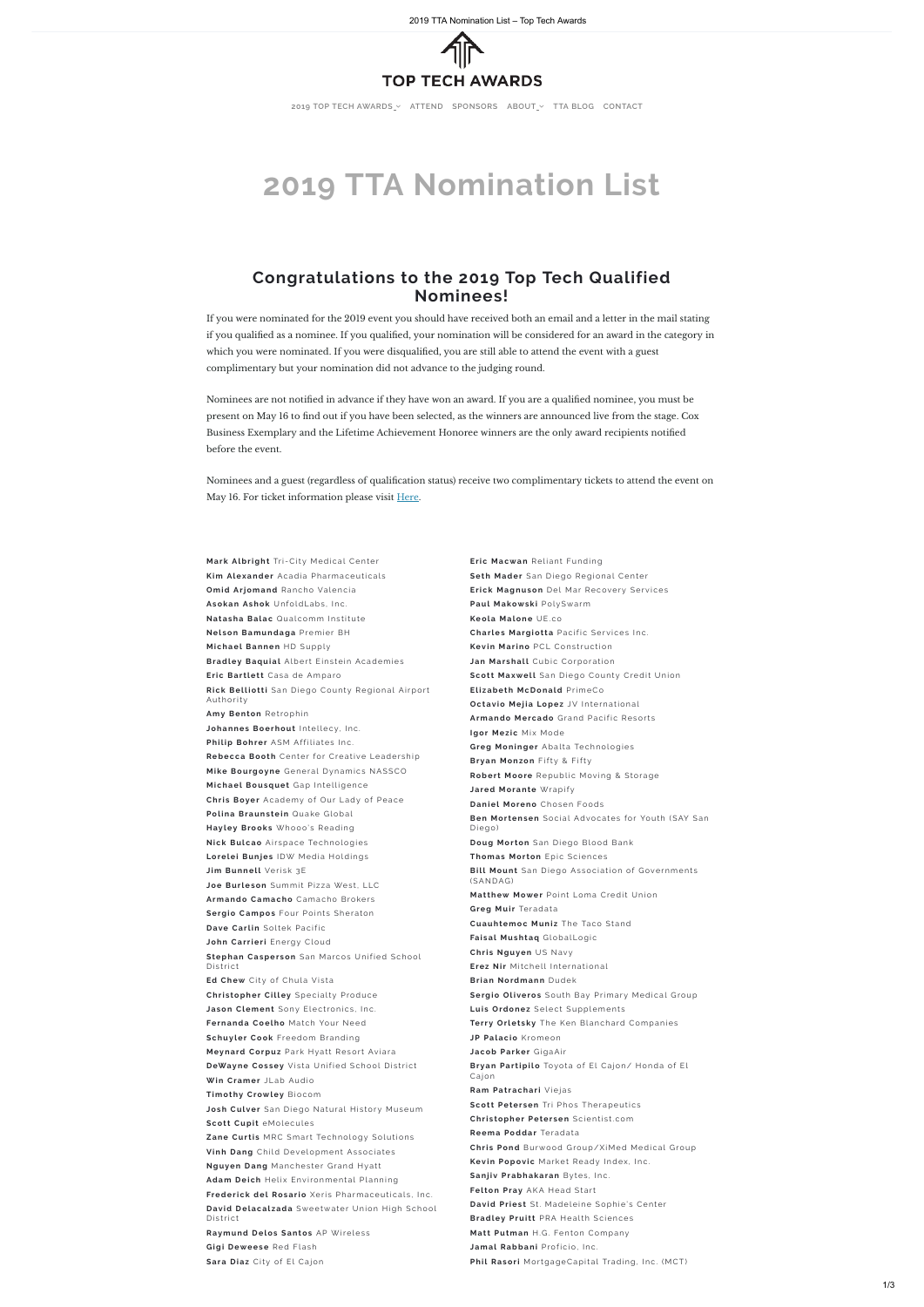# TOP TECH AWARDS

2019 TOP TECH AWARDS ATTEND SPONSORS ABOUT TTA BLOG CONTACT

# 2019 TTA Nomination List

## Congratulations to the 2019 Top Tech Qualified Nominees!

If you were nominated for the 2019 event you should have received both an email and a letter in the mail stating if you qualified as a nominee. If you qualified, your nomination will be considered for an award in the category in which you were nominated. If you were disqualified, you are still able to attend the event with a guest complimentary but your nomination did not advance to the judging round.

Nominees are not notified in advance if they have won an award. If you are a qualified nominee, you must be present on May 16 to find out if you have been selected, as the winners are announced live from the stage. Cox Business Exemplary and the Lifetime Achievement Honoree winners are the only award recipients notified before the event.

Nominees and a guest (regardless of qualification status) receive two complimentary tickets to attend the event on May 16. For ticket information please visit Here.

**Mark Albright** Tri-City Medical Center
**Kim Alexander** Acadia Pharmaceuticals
**Omid Arjomand** Rancho Valencia
**Asokan Ashok** UnfoldLabs, Inc.
**Natasha Balac** Qualcomm Institute
**Nelson Bamundaga** Premier BH
**Michael Bannen** HD Supply
**Bradley Baquial** Albert Einstein Academies
**Eric Bartlett** Casa de Amparo
**Rick Belliotti** San Diego County Regional Airport Authority
**Amy Benton** Retrophin
**Johannes Boerhout** Intellecy, Inc.
**Philip Bohrer** ASM Affiliates Inc.
**Rebecca Booth** Center for Creative Leadership
**Mike Bourgoyne** General Dynamics NASSCO
**Michael Bousquet** Gap Intelligence
**Chris Boyer** Academy of Our Lady of Peace
**Polina Braunstein** Quake Global
**Hayley Brooks** Whooo's Reading
**Nick Bulcao** Airspace Technologies
**Lorelei Bunjes** IDW Media Holdings
**Jim Bunnell** Verisk 3E
**Joe Burleson** Summit Pizza West, LLC
**Armando Camacho** Camacho Brokers
**Sergio Campos** Four Points Sheraton
**Dave Carlin** Soltek Pacific
**John Carrieri** Energy Cloud
**Stephan Casperson** San Marcos Unified School District
**Ed Chew** City of Chula Vista
**Christopher Cilley** Specialty Produce
**Jason Clement** Sony Electronics, Inc.
**Fernanda Coelho** Match Your Need
**Schuyler Cook** Freedom Branding
**Meynard Corpuz** Park Hyatt Resort Aviara
**DeWayne Cossey** Vista Unified School District
**Win Cramer** JLab Audio
**Timothy Crowley** Biocom
**Josh Culver** San Diego Natural History Museum
**Scott Cupit** eMolecules
**Zane Curtis** MRC Smart Technology Solutions
**Vinh Dang** Child Development Associates
**Nguyen Dang** Manchester Grand Hyatt
**Adam Deich** Helix Environmental Planning
**Frederick del Rosario** Xeris Pharmaceuticals, Inc.
**David Delacalzada** Sweetwater Union High School District
**Raymund Delos Santos** AP Wireless
**Gigi Deweese** Red Flash
**Sara Diaz** City of El Cajon
**Eric Macwan** Reliant Funding
**Seth Mader** San Diego Regional Center
**Erick Magnuson** Del Mar Recovery Services
**Paul Makowski** PolySwarm
**Keola Malone** UE.co
**Charles Margiotta** Pacific Services Inc.
**Kevin Marino** PCL Construction
**Jan Marshall** Cubic Corporation
**Scott Maxwell** San Diego County Credit Union
**Elizabeth McDonald** PrimeCo
**Octavio Mejia Lopez** JV International
**Armando Mercado** Grand Pacific Resorts
**Igor Mezic** Mix Mode
**Greg Moninger** Abalta Technologies
**Bryan Monzon** Fifty & Fifty
**Robert Moore** Republic Moving & Storage
**Jared Morante** Wrapify
**Daniel Moreno** Chosen Foods
**Ben Mortensen** Social Advocates for Youth (SAY San Diego)
**Doug Morton** San Diego Blood Bank
**Thomas Morton** Epic Sciences
**Bill Mount** San Diego Association of Governments (SANDAG)
**Matthew Mower** Point Loma Credit Union
**Greg Muir** Teradata
**Cuauhtemoc Muniz** The Taco Stand
**Faisal Mushtaq** GlobalLogic
**Chris Nguyen** US Navy
**Erez Nir** Mitchell International
**Brian Nordmann** Dudek
**Sergio Oliveros** South Bay Primary Medical Group
**Luis Ordonez** Select Supplements
**Terry Orletsky** The Ken Blanchard Companies
**JP Palacio** Kromeon
**Jacob Parker** GigaAir
**Bryan Partipilo** Toyota of El Cajon/ Honda of El Cajon
**Ram Patrachari** Viejas
**Scott Petersen** Tri Phos Therapeutics
**Christopher Petersen** Scientist.com
**Reema Poddar** Teradata
**Chris Pond** Burwood Group/XiMed Medical Group
**Kevin Popovic** Market Ready Index, Inc.
**Sanjiv Prabhakaran** Bytes, Inc.
**Felton Pray** AKA Head Start
**David Priest** St. Madeleine Sophie's Center
**Bradley Pruitt** PRA Health Sciences
**Matt Putman** H.G. Fenton Company
**Jamal Rabbani** Proficio, Inc.
**Phil Rasori** MortgageCapital Trading, Inc. (MCT)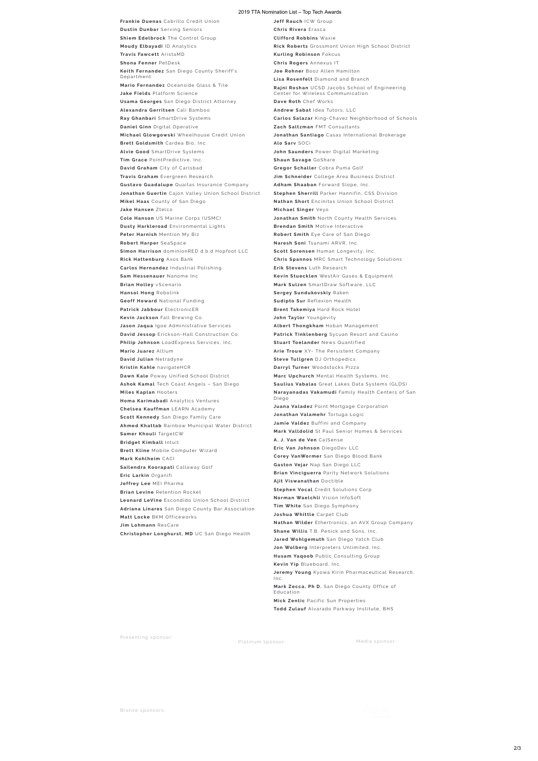**Frankie Duenas** Cabrillo Credit Union
**Dustin Dunbar** Serving Seniors
**Shiem Edelbrock** The Control Group
**Moudy Elbayadi** ID Analytics
**Travis Fawcett** AristaMD
**Shona Fenner** PetDesk
**Keith Fernandez** San Diego County Sheriff's Department
**Mario Fernandez** Oceanside Glass & Tile
**Jake Fields** Platform Science
**Usama Georges** San Diego District Attorney
**Alexandra Gerritsen** Cali Bamboo
**Ray Ghanbari** SmartDrive Systems
**Daniel Ginn** Digital Operative
**Michael Glowgowski** Wheelhouse Credit Union
**Brett Goldsmith** Cardea Bio, Inc.
**Alvie Good** SmartDrive Systems
**Tim Grace** PointPredictive, Inc.
**David Graham** City of Carlsbad
**Travis Graham** Evergreen Research
**Gustavo Guadalupe** Quaitas Insurance Company
**Jonathan Guertin** Cajon Valley Union School District
**Mikel Haas** County of San Diego
**Jake Hansen** Ztelco
**Cole Hanson** US Marine Corps (USMC)
**Dusty Harkleroad** Environmental Lights
**Peter Harnish** Mention My Biz
**Robert Harper** SeaSpace
**Simon Harrison** dominionRED d.b.d Hopfoot LLC
**Rick Hattenburg** Axos Bank
**Carlos Hernandez** Industrial Polishing
**Sam Hessenauer** Nanome Inc
**Brian Holley** vScenario
**Hansol Hong** Robolink
**Geoff Howard** National Funding
**Patrick Jabbour** ElectronicER
**Kevin Jackson** Fall Brewing Co.
**Jason Jaqua** Igoe Administrative Services
**David Jessop** Erickson-Hall Construction Co.
**Philip Johnson** LoadExpress Services, Inc.
**Mario Juarez** Altium
**David Julian** Netradyne
**Kristin Kahle** navigateHCR
**Dawn Kale** Poway Unified School District
**Ashok Kamal** Tech Coast Angels – San Diego
**Miles Kaplan** Hooters
**Homa Karimabadi** Analytics Ventures
**Chelsea Kauffman** LEARN Academy
**Scott Kennedy** San Diego Family Care
**Ahmed Khattab** Rainbow Municipal Water District
**Samer Khouli** TargetCW
**Bridget Kimball** Intuit
**Brett Kline** Mobile Computer Wizard
**Mark Kohlheim** CACI
**Sailendra Koorapati** Callaway Golf
**Eric Larkin** Organifi
**Jeffrey Lee** MEI Pharma
**Brian Levine** Retention Rocket
**Leonard LeVine** Escondido Union School District
**Adriana Linares** San Diego County Bar Association
**Matt Locke** BKM Officeworks
**Jim Lohmann** ResCare
**Christopher Longhurst, MD** UC San Diego Health
**Jeff Rauch** ICW Group
**Chris Rivera** Erasca
**Clifford Robbins** Waxie
**Rick Roberts** Grossmont Union High School District
**Kurling Robinson** Fokcus
**Chris Rogers** Annexus IT
**Joe Rohner** Booz Allen Hamilton
**Lisa Rosenfelt** Diamond and Branch
**Rajni Roshan** UCSD Jacobs School of Engineering Center for Wireless Communication
**Dave Roth** Chef Works
**Andrew Sabat** Idea Tutors, LLC
**Carlos Salazar** King-Chavez Neighborhood of Schools
**Zach Saltzman** FMT Consultants
**Jonathan Santiago** Casas International Brokerage
**Alo Sarv** SOCi
**John Saunders** Power Digital Marketing
**Shaun Savage** GoShare
**Gregor Schaller** Cobra Puma Golf
**Jim Schneider** College Area Business District
**Adham Shaaban** Forward Slope, Inc.
**Stephen Sherrill** Parker Hannifin, CSS Division
**Nathan Short** Encinitas Union School District
**Michael Singer** Veyo
**Jonathan Smith** North County Health Services
**Brendan Smith** Motive Interactive
**Robert Smith** Eye Care of San Diego
**Naresh Soni** Tsunami ARVR, Inc.
**Scott Sorensen** Human Longevity, Inc.
**Chris Spannos** MRC Smart Technology Solutions
**Erik Stevens** Luth Research
**Kevin Stuecklen** WestAir Gases & Equipment
**Mark Sulzen** SmartDraw Software, LLC
**Sergey Sundukovskiy** Raken
**Sudipto Sur** Reflexion Health
**Brent Takemiya** Hard Rock Hotel
**John Taylor** Youngevity
**Albert Thongkham** Hoban Management
**Patrick Tinklenberg** Sycuan Resort and Casino
**Stuart Toelander** News Quantified
**Arie Trouw** XY- The Persistent Company
**Steve Tullgren** DJ Orthopedics
**Darryl Turner** Woodstocks Pizza
**Marc Upchurch** Mental Health Systems, Inc.
**Saulius Vabalas** Great Lakes Data Systems (GLDS)
**Narayanadas Vakamudi** Family Health Centers of San Diego
**Juana Valadez** Point Mortgage Corporation
**Jonathan Valamehr** Tortuga Logic
**Jamie Valdez** Buffini and Company
**Mark Valldolid** St Paul Senior Homes & Services
**A. J. Van de Ven** CalSense
**Eric Van Johnson** DiegoDev LLC
**Corey VanWormer** San Diego Blood Bank
**Gaston Vejar** Nap San Diego LLC
**Brian Vinciguerra** Parity Network Solutions
**Ajit Viswanathan** Doctible
**Stephen Vocal** Credit Solutions Corp
**Norman Waelchli** Vision InfoSoft
**Tim White** San Diego Symphony
**Joshua Whittle** Carpet Club
**Nathan Wilder** Ethertronics, an AVX Group Company
**Shane Willis** T.B. Penick and Sons, Inc.
**Jared Wohlgemuth** San Diego Yatch Club
**Jon Wolberg** Interpreters Unlimited, Inc.
**Husam Yaqoob** Public Consulting Group
**Kevin Yip** Blueboard, Inc.
**Jeremy Young** Kyowa Kirin Pharmaceutical Research, Inc.
**Mark Zecca, Ph D.** San Diego County Office of Education
**Mick Zentic** Pacific Sun Properties
**Todd Zulauf** Alvarado Parkway Institute, BHS

Presenting sponsor:

Platinum sponsor:

Media sponsor:

Bronze sponsors: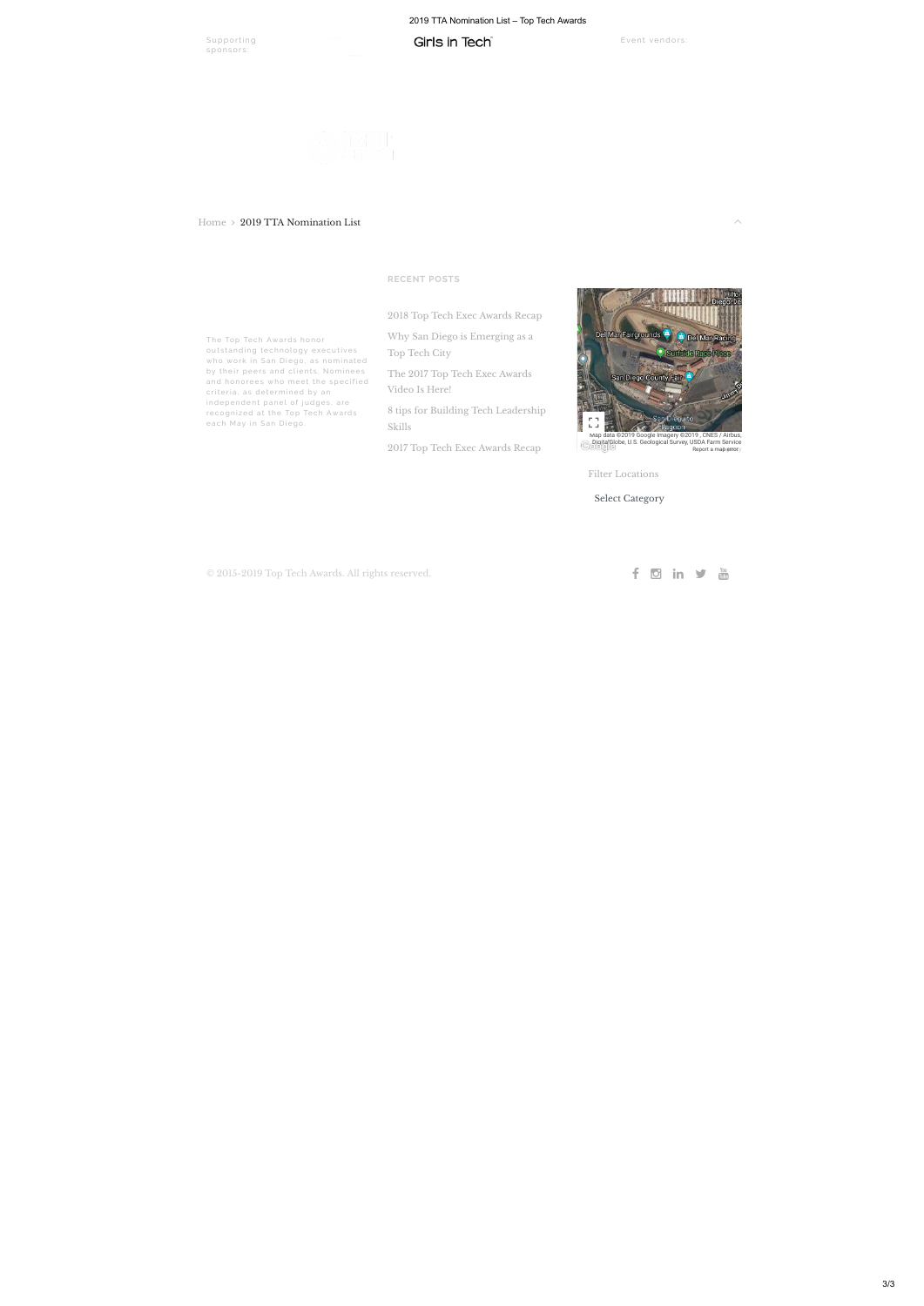Supporting sponsors:

Girls in Tech

Event vendors:

Home > 2019 TTA Nomination List

The Top Tech Awards honor outstanding technology executives who work in San Diego, as nominated by their peers and clients. Nominees and honorees who meet the specified criteria, as determined by an independent panel of judges, are recognized at the Top Tech Awards each May in San Diego.

RECENT POSTS

- 2018 Top Tech Exec Awards Recap
- Why San Diego is Emerging as a Top Tech City
- The 2017 Top Tech Exec Awards Video Is Here!
- 8 tips for Building Tech Leadership Skills
- 2017 Top Tech Exec Awards Recap

Del Mar Fairgrounds
Del Mar Racing
Surfside Race Place
San Diego County Fair
San Dieguito Lagoon

Map data ©2019 Google Imagery ©2019 , CNES / Airbus, DigitalGlobe, U.S. Geological Survey, USDA Farm Service
Report a map error

Filter Locations

Select Category

© 2015-2019 Top Tech Awards. All rights reserved.